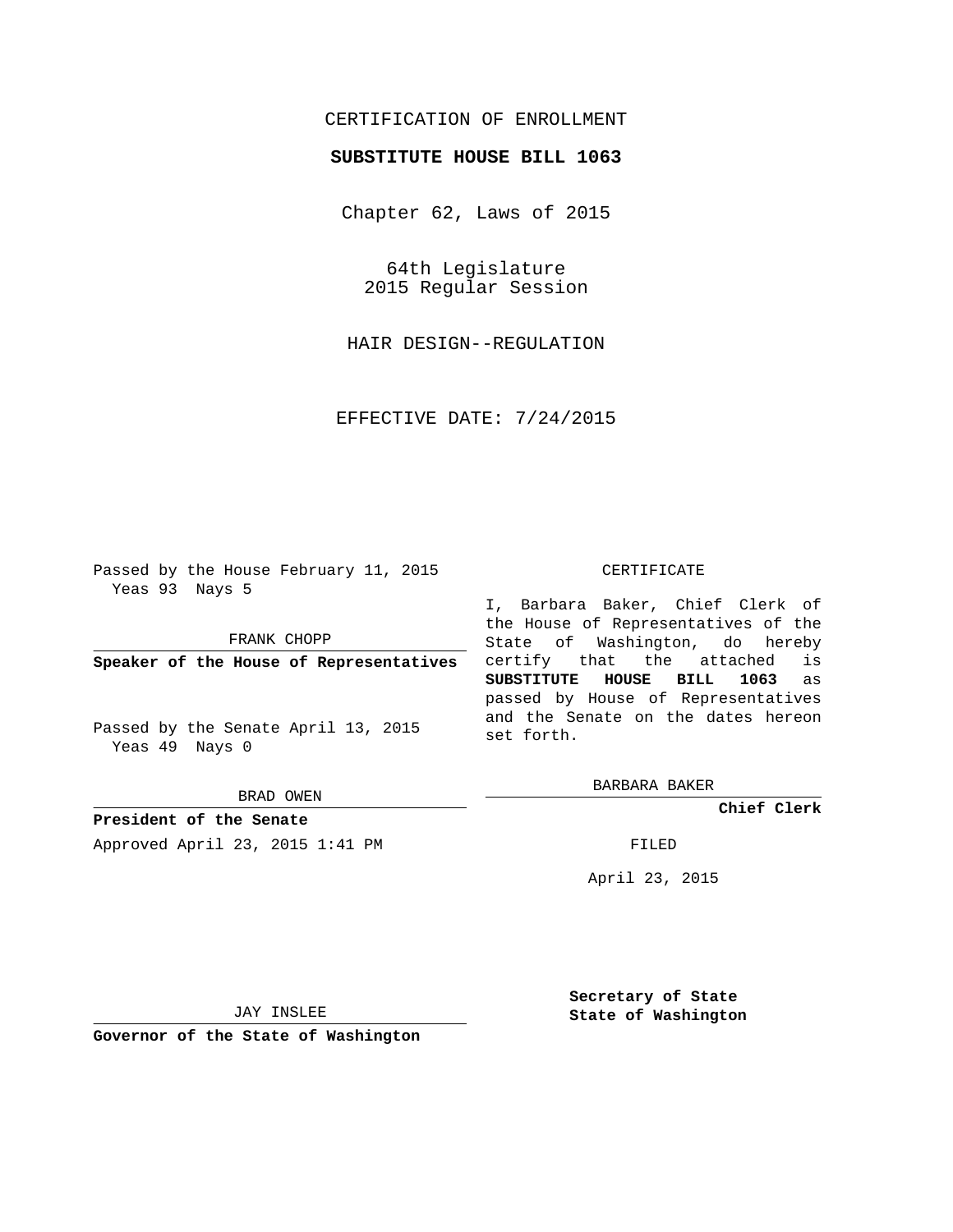CERTIFICATION OF ENROLLMENT

**SUBSTITUTE HOUSE BILL 1063**

Chapter 62, Laws of 2015

64th Legislature
2015 Regular Session

HAIR DESIGN--REGULATION

EFFECTIVE DATE: 7/24/2015

Passed by the House February 11, 2015
Yeas 93 Nays 5

FRANK CHOPP

**Speaker of the House of Representatives**

Passed by the Senate April 13, 2015
Yeas 49 Nays 0

BRAD OWEN

**President of the Senate**

Approved April 23, 2015 1:41 PM

CERTIFICATE

I, Barbara Baker, Chief Clerk of the House of Representatives of the State of Washington, do hereby certify that the attached is **SUBSTITUTE HOUSE BILL 1063** as passed by House of Representatives and the Senate on the dates hereon set forth.

BARBARA BAKER

**Chief Clerk**

FILED

April 23, 2015

JAY INSLEE

**Governor of the State of Washington**

**Secretary of State**
**State of Washington**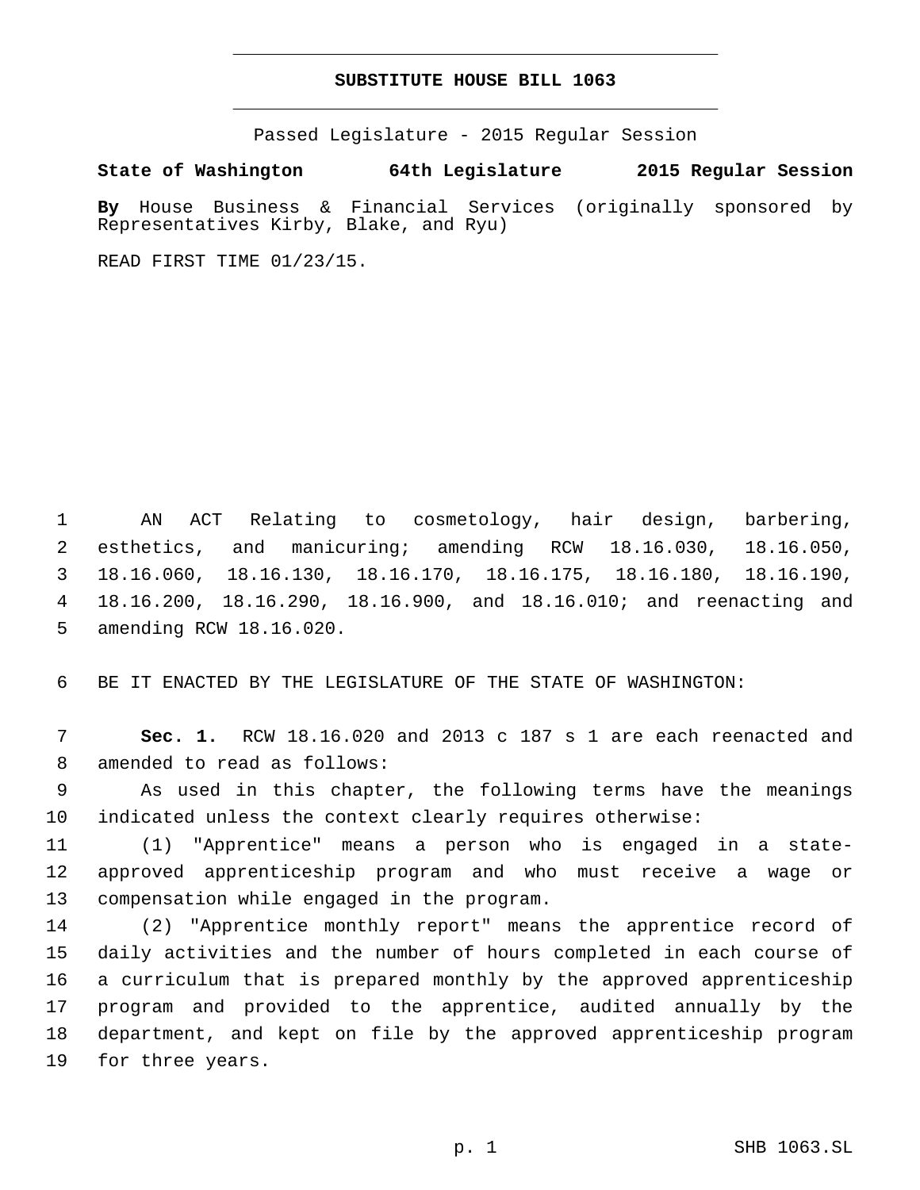# SUBSTITUTE HOUSE BILL 1063

Passed Legislature - 2015 Regular Session

**State of Washington 64th Legislature 2015 Regular Session**

**By** House Business & Financial Services (originally sponsored by Representatives Kirby, Blake, and Ryu)

READ FIRST TIME 01/23/15.

1 AN ACT Relating to cosmetology, hair design, barbering, 2 esthetics, and manicuring; amending RCW 18.16.030, 18.16.050, 3 18.16.060, 18.16.130, 18.16.170, 18.16.175, 18.16.180, 18.16.190, 4 18.16.200, 18.16.290, 18.16.900, and 18.16.010; and reenacting and 5 amending RCW 18.16.020.

6 BE IT ENACTED BY THE LEGISLATURE OF THE STATE OF WASHINGTON:

7 **Sec. 1.** RCW 18.16.020 and 2013 c 187 s 1 are each reenacted and 8 amended to read as follows:

9 As used in this chapter, the following terms have the meanings 10 indicated unless the context clearly requires otherwise:

11 (1) "Apprentice" means a person who is engaged in a state-12 approved apprenticeship program and who must receive a wage or 13 compensation while engaged in the program.

14 (2) "Apprentice monthly report" means the apprentice record of 15 daily activities and the number of hours completed in each course of 16 a curriculum that is prepared monthly by the approved apprenticeship 17 program and provided to the apprentice, audited annually by the 18 department, and kept on file by the approved apprenticeship program 19 for three years.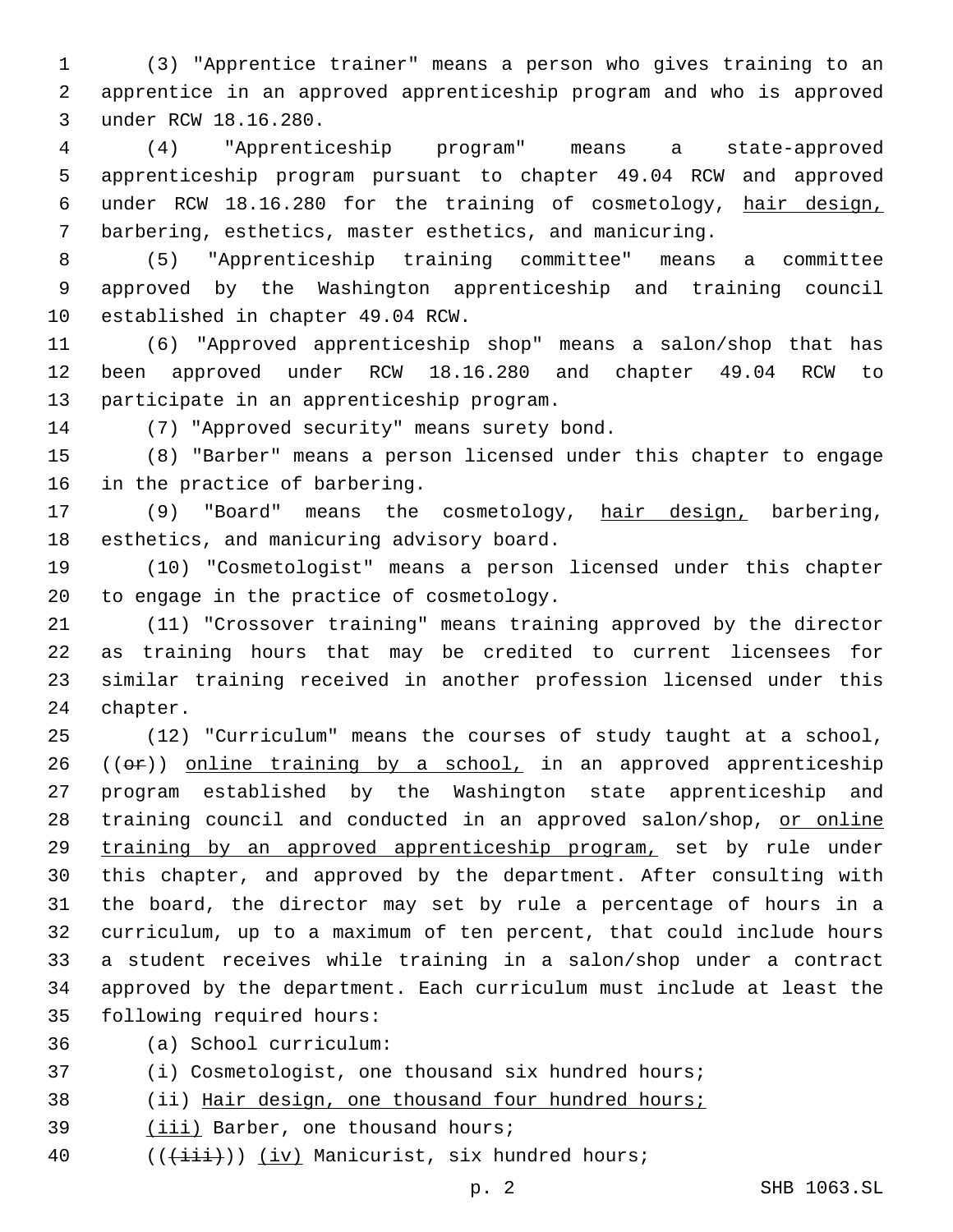(3) "Apprentice trainer" means a person who gives training to an apprentice in an approved apprenticeship program and who is approved under RCW 18.16.280.

(4) "Apprenticeship program" means a state-approved apprenticeship program pursuant to chapter 49.04 RCW and approved under RCW 18.16.280 for the training of cosmetology, <u>hair design,</u> barbering, esthetics, master esthetics, and manicuring.

(5) "Apprenticeship training committee" means a committee approved by the Washington apprenticeship and training council established in chapter 49.04 RCW.

(6) "Approved apprenticeship shop" means a salon/shop that has been approved under RCW 18.16.280 and chapter 49.04 RCW to participate in an apprenticeship program.

(7) "Approved security" means surety bond.

(8) "Barber" means a person licensed under this chapter to engage in the practice of barbering.

(9) "Board" means the cosmetology, <u>hair design,</u> barbering, esthetics, and manicuring advisory board.

(10) "Cosmetologist" means a person licensed under this chapter to engage in the practice of cosmetology.

(11) "Crossover training" means training approved by the director as training hours that may be credited to current licensees for similar training received in another profession licensed under this chapter.

(12) "Curriculum" means the courses of study taught at a school, ((~~or~~)) <u>online training by a school,</u> in an approved apprenticeship program established by the Washington state apprenticeship and training council and conducted in an approved salon/shop, <u>or online training by an approved apprenticeship program,</u> set by rule under this chapter, and approved by the department. After consulting with the board, the director may set by rule a percentage of hours in a curriculum, up to a maximum of ten percent, that could include hours a student receives while training in a salon/shop under a contract approved by the department. Each curriculum must include at least the following required hours:

(a) School curriculum:

(i) Cosmetologist, one thousand six hundred hours;

(ii) <u>Hair design, one thousand four hundred hours;</u>

<u>(iii)</u> Barber, one thousand hours;

((~~(iii)~~)) <u>(iv)</u> Manicurist, six hundred hours;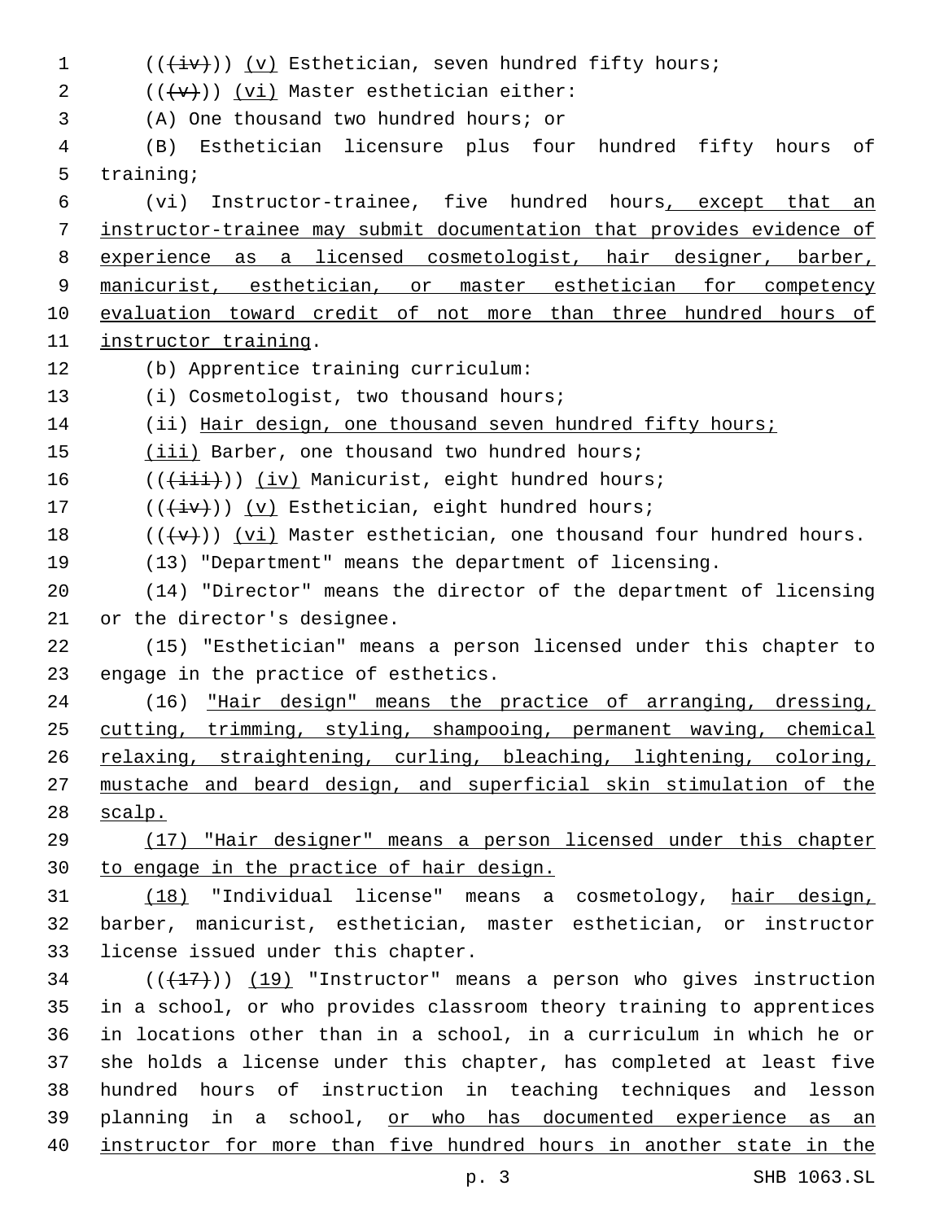((~~(iv)~~)) <u>(v)</u> Esthetician, seven hundred fifty hours;

((~~(v)~~)) <u>(vi)</u> Master esthetician either:

(A) One thousand two hundred hours; or

(B) Esthetician licensure plus four hundred fifty hours of training;

(vi) Instructor-trainee, five hundred hours<u>, except that an instructor-trainee may submit documentation that provides evidence of experience as a licensed cosmetologist, hair designer, barber, manicurist, esthetician, or master esthetician for competency evaluation toward credit of not more than three hundred hours of instructor training</u>.

(b) Apprentice training curriculum:

(i) Cosmetologist, two thousand hours;

(ii) <u>Hair design, one thousand seven hundred fifty hours;</u>

<u>(iii)</u> Barber, one thousand two hundred hours;

((~~(iii)~~)) <u>(iv)</u> Manicurist, eight hundred hours;

((~~(iv)~~)) <u>(v)</u> Esthetician, eight hundred hours;

((~~(v)~~)) <u>(vi)</u> Master esthetician, one thousand four hundred hours.

(13) "Department" means the department of licensing.

(14) "Director" means the director of the department of licensing or the director's designee.

(15) "Esthetician" means a person licensed under this chapter to engage in the practice of esthetics.

(16) <u>"Hair design" means the practice of arranging, dressing, cutting, trimming, styling, shampooing, permanent waving, chemical relaxing, straightening, curling, bleaching, lightening, coloring, mustache and beard design, and superficial skin stimulation of the scalp.</u>

<u>(17) "Hair designer" means a person licensed under this chapter to engage in the practice of hair design.</u>

<u>(18)</u> "Individual license" means a cosmetology, <u>hair design,</u> barber, manicurist, esthetician, master esthetician, or instructor license issued under this chapter.

((~~(17)~~)) <u>(19)</u> "Instructor" means a person who gives instruction in a school, or who provides classroom theory training to apprentices in locations other than in a school, in a curriculum in which he or she holds a license under this chapter, has completed at least five hundred hours of instruction in teaching techniques and lesson planning in a school, <u>or who has documented experience as an instructor for more than five hundred hours in another state in the</u>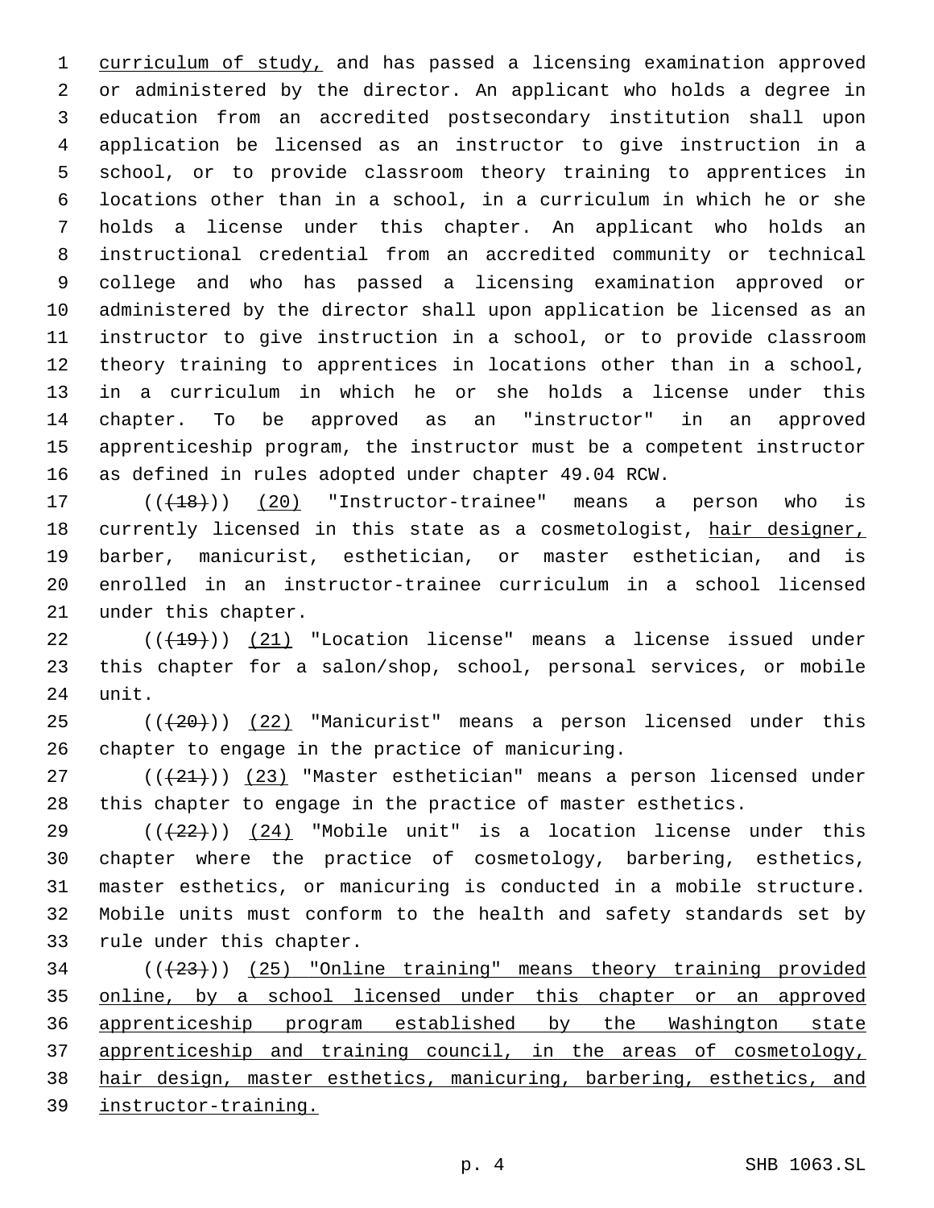curriculum of study, and has passed a licensing examination approved or administered by the director. An applicant who holds a degree in education from an accredited postsecondary institution shall upon application be licensed as an instructor to give instruction in a school, or to provide classroom theory training to apprentices in locations other than in a school, in a curriculum in which he or she holds a license under this chapter. An applicant who holds an instructional credential from an accredited community or technical college and who has passed a licensing examination approved or administered by the director shall upon application be licensed as an instructor to give instruction in a school, or to provide classroom theory training to apprentices in locations other than in a school, in a curriculum in which he or she holds a license under this chapter. To be approved as an "instructor" in an approved apprenticeship program, the instructor must be a competent instructor as defined in rules adopted under chapter 49.04 RCW.

((~~(18)~~)) (20) "Instructor-trainee" means a person who is currently licensed in this state as a cosmetologist, hair designer, barber, manicurist, esthetician, or master esthetician, and is enrolled in an instructor-trainee curriculum in a school licensed under this chapter.

((~~(19)~~)) (21) "Location license" means a license issued under this chapter for a salon/shop, school, personal services, or mobile unit.

((~~(20)~~)) (22) "Manicurist" means a person licensed under this chapter to engage in the practice of manicuring.

((~~(21)~~)) (23) "Master esthetician" means a person licensed under this chapter to engage in the practice of master esthetics.

((~~(22)~~)) (24) "Mobile unit" is a location license under this chapter where the practice of cosmetology, barbering, esthetics, master esthetics, or manicuring is conducted in a mobile structure. Mobile units must conform to the health and safety standards set by rule under this chapter.

((~~(23)~~)) (25) "Online training" means theory training provided online, by a school licensed under this chapter or an approved apprenticeship program established by the Washington state apprenticeship and training council, in the areas of cosmetology, hair design, master esthetics, manicuring, barbering, esthetics, and instructor-training.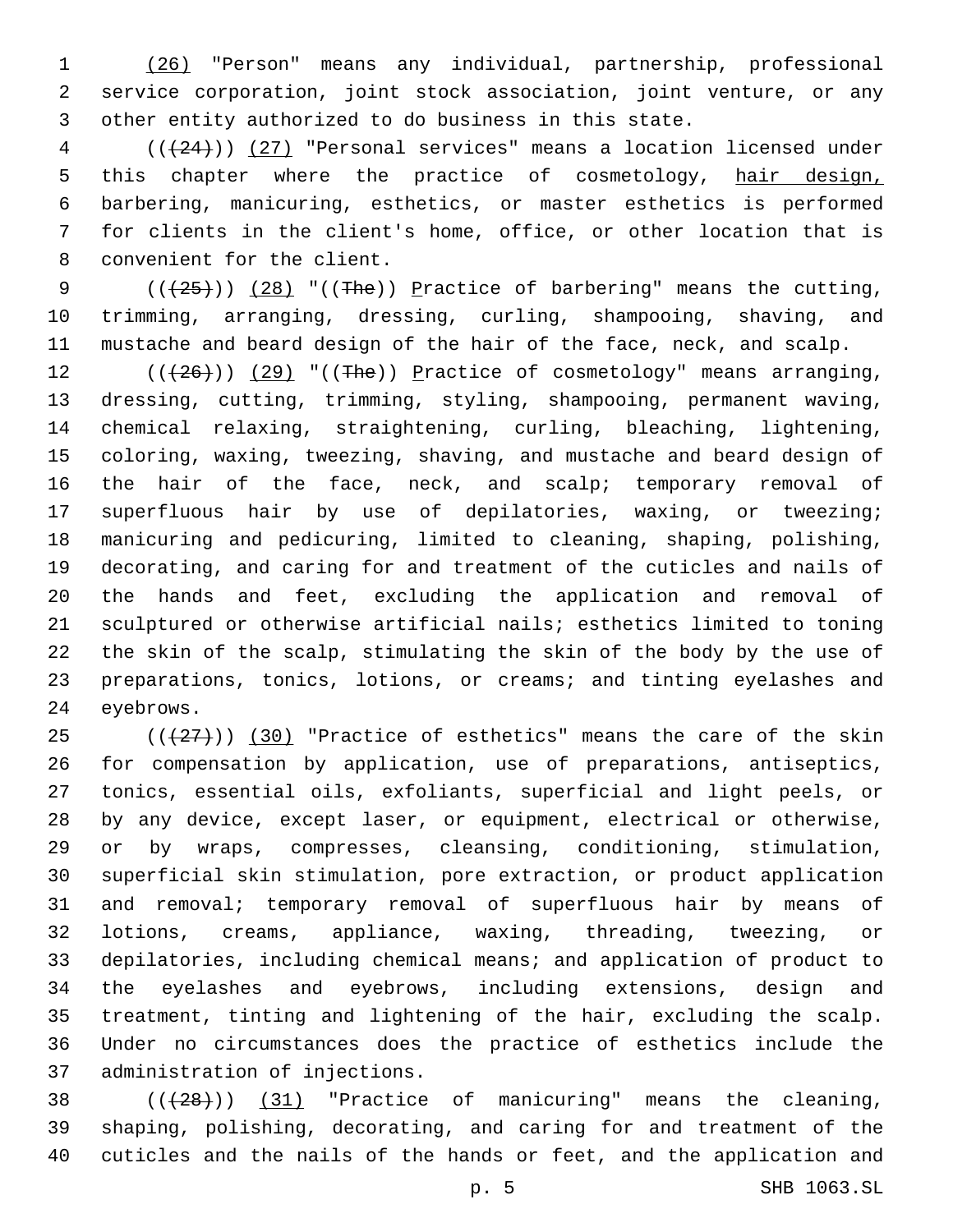(26) "Person" means any individual, partnership, professional service corporation, joint stock association, joint venture, or any other entity authorized to do business in this state.

((~~(24)~~)) (27) "Personal services" means a location licensed under this chapter where the practice of cosmetology, hair design, barbering, manicuring, esthetics, or master esthetics is performed for clients in the client's home, office, or other location that is convenient for the client.

((~~(25)~~)) (28) "((~~The~~)) Practice of barbering" means the cutting, trimming, arranging, dressing, curling, shampooing, shaving, and mustache and beard design of the hair of the face, neck, and scalp.

((~~(26)~~)) (29) "((~~The~~)) Practice of cosmetology" means arranging, dressing, cutting, trimming, styling, shampooing, permanent waving, chemical relaxing, straightening, curling, bleaching, lightening, coloring, waxing, tweezing, shaving, and mustache and beard design of the hair of the face, neck, and scalp; temporary removal of superfluous hair by use of depilatories, waxing, or tweezing; manicuring and pedicuring, limited to cleaning, shaping, polishing, decorating, and caring for and treatment of the cuticles and nails of the hands and feet, excluding the application and removal of sculptured or otherwise artificial nails; esthetics limited to toning the skin of the scalp, stimulating the skin of the body by the use of preparations, tonics, lotions, or creams; and tinting eyelashes and eyebrows.

((~~(27)~~)) (30) "Practice of esthetics" means the care of the skin for compensation by application, use of preparations, antiseptics, tonics, essential oils, exfoliants, superficial and light peels, or by any device, except laser, or equipment, electrical or otherwise, or by wraps, compresses, cleansing, conditioning, stimulation, superficial skin stimulation, pore extraction, or product application and removal; temporary removal of superfluous hair by means of lotions, creams, appliance, waxing, threading, tweezing, or depilatories, including chemical means; and application of product to the eyelashes and eyebrows, including extensions, design and treatment, tinting and lightening of the hair, excluding the scalp. Under no circumstances does the practice of esthetics include the administration of injections.

((~~(28)~~)) (31) "Practice of manicuring" means the cleaning, shaping, polishing, decorating, and caring for and treatment of the cuticles and the nails of the hands or feet, and the application and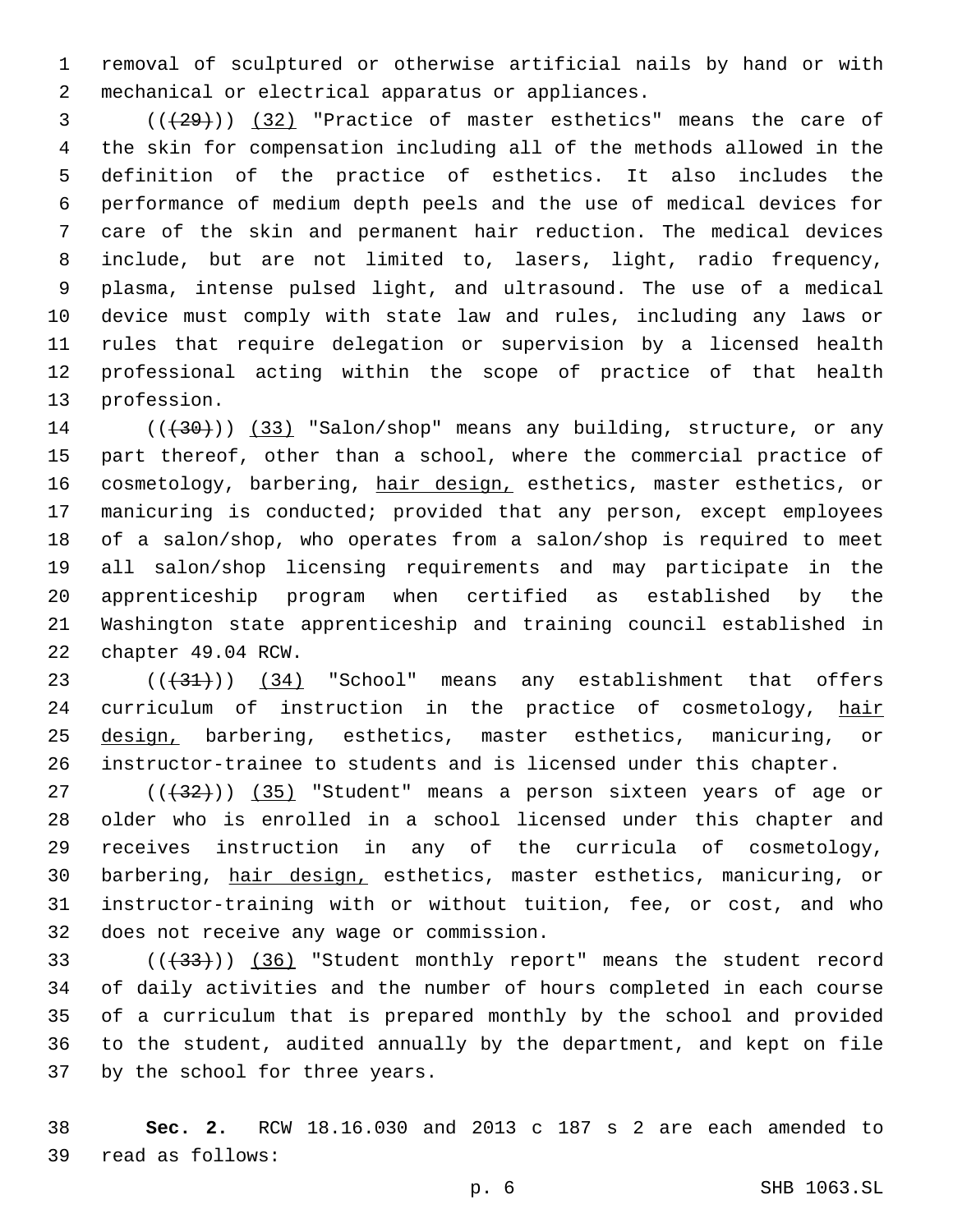removal of sculptured or otherwise artificial nails by hand or with mechanical or electrical apparatus or appliances.

(((29))) (32) "Practice of master esthetics" means the care of the skin for compensation including all of the methods allowed in the definition of the practice of esthetics. It also includes the performance of medium depth peels and the use of medical devices for care of the skin and permanent hair reduction. The medical devices include, but are not limited to, lasers, light, radio frequency, plasma, intense pulsed light, and ultrasound. The use of a medical device must comply with state law and rules, including any laws or rules that require delegation or supervision by a licensed health professional acting within the scope of practice of that health profession.

(((30))) (33) "Salon/shop" means any building, structure, or any part thereof, other than a school, where the commercial practice of cosmetology, barbering, hair design, esthetics, master esthetics, or manicuring is conducted; provided that any person, except employees of a salon/shop, who operates from a salon/shop is required to meet all salon/shop licensing requirements and may participate in the apprenticeship program when certified as established by the Washington state apprenticeship and training council established in chapter 49.04 RCW.

(((31))) (34) "School" means any establishment that offers curriculum of instruction in the practice of cosmetology, hair design, barbering, esthetics, master esthetics, manicuring, or instructor-trainee to students and is licensed under this chapter.

(((32))) (35) "Student" means a person sixteen years of age or older who is enrolled in a school licensed under this chapter and receives instruction in any of the curricula of cosmetology, barbering, hair design, esthetics, master esthetics, manicuring, or instructor-training with or without tuition, fee, or cost, and who does not receive any wage or commission.

(((33))) (36) "Student monthly report" means the student record of daily activities and the number of hours completed in each course of a curriculum that is prepared monthly by the school and provided to the student, audited annually by the department, and kept on file by the school for three years.

**Sec. 2.** RCW 18.16.030 and 2013 c 187 s 2 are each amended to read as follows: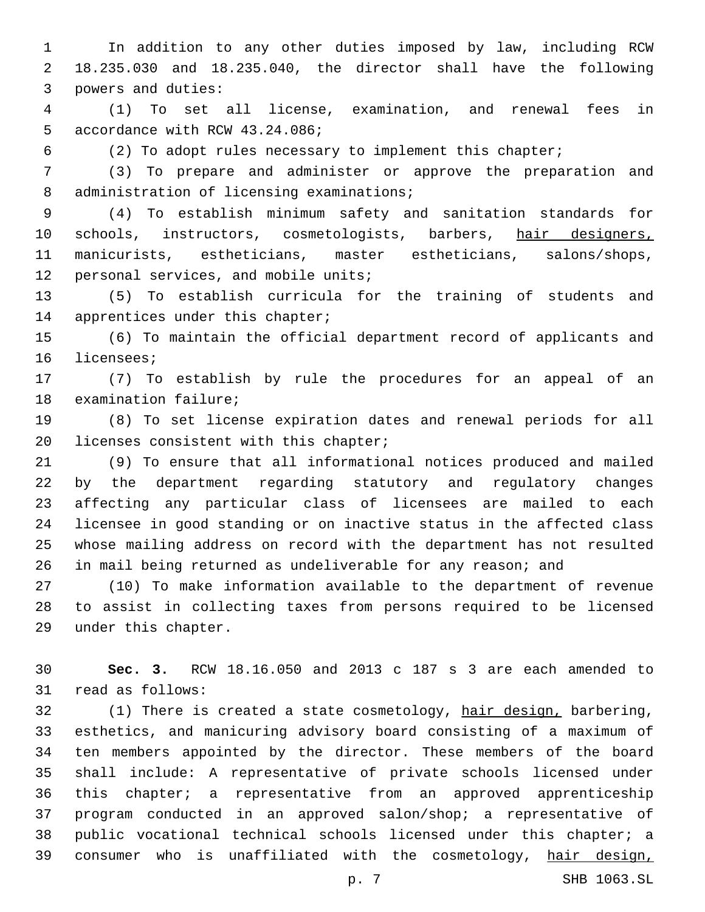In addition to any other duties imposed by law, including RCW 18.235.030 and 18.235.040, the director shall have the following powers and duties:

(1) To set all license, examination, and renewal fees in accordance with RCW 43.24.086;

(2) To adopt rules necessary to implement this chapter;

(3) To prepare and administer or approve the preparation and administration of licensing examinations;

(4) To establish minimum safety and sanitation standards for schools, instructors, cosmetologists, barbers, <u>hair designers,</u> manicurists, estheticians, master estheticians, salons/shops, personal services, and mobile units;

(5) To establish curricula for the training of students and apprentices under this chapter;

(6) To maintain the official department record of applicants and licensees;

(7) To establish by rule the procedures for an appeal of an examination failure;

(8) To set license expiration dates and renewal periods for all licenses consistent with this chapter;

(9) To ensure that all informational notices produced and mailed by the department regarding statutory and regulatory changes affecting any particular class of licensees are mailed to each licensee in good standing or on inactive status in the affected class whose mailing address on record with the department has not resulted in mail being returned as undeliverable for any reason; and

(10) To make information available to the department of revenue to assist in collecting taxes from persons required to be licensed under this chapter.

**Sec. 3.** RCW 18.16.050 and 2013 c 187 s 3 are each amended to read as follows:

(1) There is created a state cosmetology, <u>hair design,</u> barbering, esthetics, and manicuring advisory board consisting of a maximum of ten members appointed by the director. These members of the board shall include: A representative of private schools licensed under this chapter; a representative from an approved apprenticeship program conducted in an approved salon/shop; a representative of public vocational technical schools licensed under this chapter; a consumer who is unaffiliated with the cosmetology, <u>hair design,</u>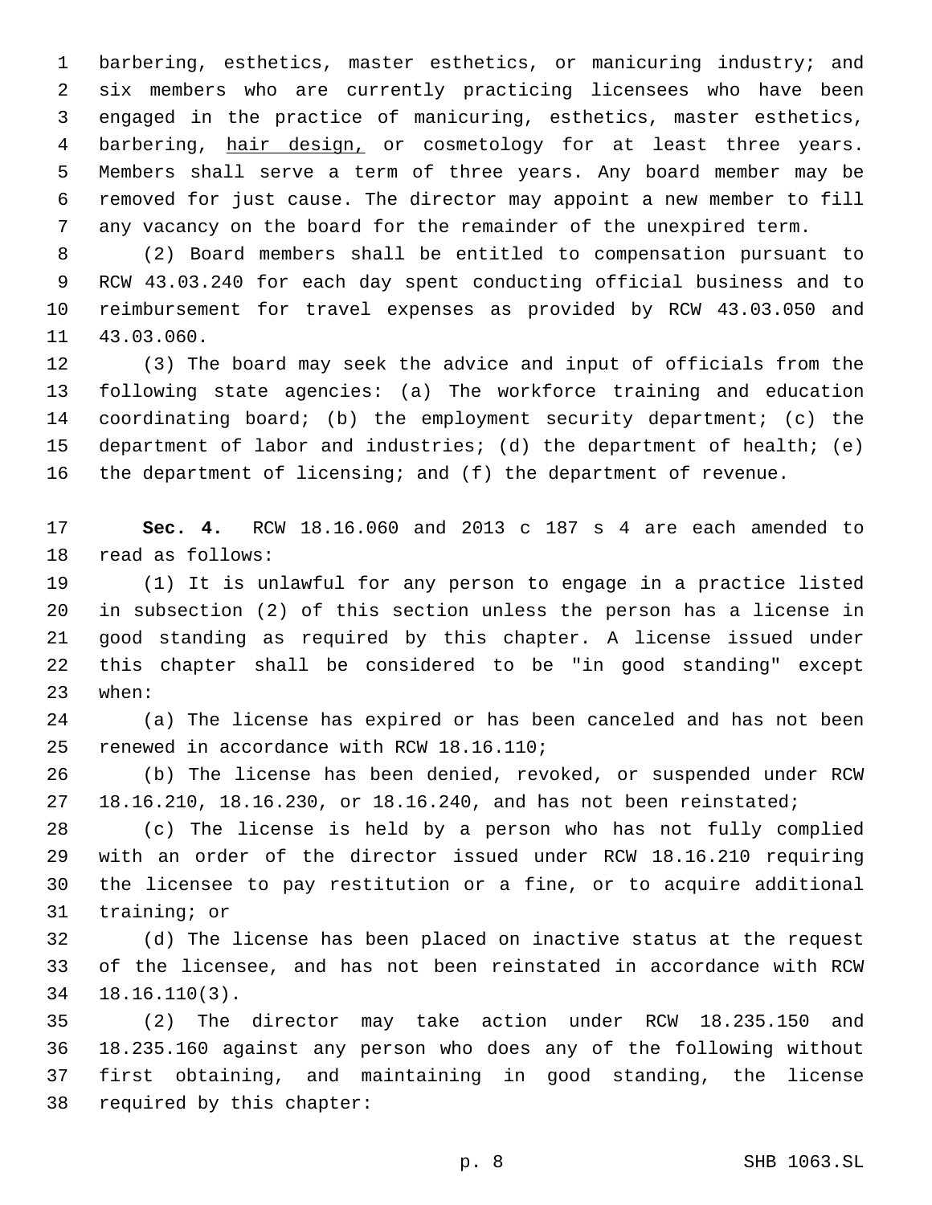barbering, esthetics, master esthetics, or manicuring industry; and six members who are currently practicing licensees who have been engaged in the practice of manicuring, esthetics, master esthetics, barbering, <u>hair design,</u> or cosmetology for at least three years. Members shall serve a term of three years. Any board member may be removed for just cause. The director may appoint a new member to fill any vacancy on the board for the remainder of the unexpired term.

(2) Board members shall be entitled to compensation pursuant to RCW 43.03.240 for each day spent conducting official business and to reimbursement for travel expenses as provided by RCW 43.03.050 and 43.03.060.

(3) The board may seek the advice and input of officials from the following state agencies: (a) The workforce training and education coordinating board; (b) the employment security department; (c) the department of labor and industries; (d) the department of health; (e) the department of licensing; and (f) the department of revenue.

**Sec. 4.** RCW 18.16.060 and 2013 c 187 s 4 are each amended to read as follows:

(1) It is unlawful for any person to engage in a practice listed in subsection (2) of this section unless the person has a license in good standing as required by this chapter. A license issued under this chapter shall be considered to be "in good standing" except when:

(a) The license has expired or has been canceled and has not been renewed in accordance with RCW 18.16.110;

(b) The license has been denied, revoked, or suspended under RCW 18.16.210, 18.16.230, or 18.16.240, and has not been reinstated;

(c) The license is held by a person who has not fully complied with an order of the director issued under RCW 18.16.210 requiring the licensee to pay restitution or a fine, or to acquire additional training; or

(d) The license has been placed on inactive status at the request of the licensee, and has not been reinstated in accordance with RCW 18.16.110(3).

(2) The director may take action under RCW 18.235.150 and 18.235.160 against any person who does any of the following without first obtaining, and maintaining in good standing, the license required by this chapter: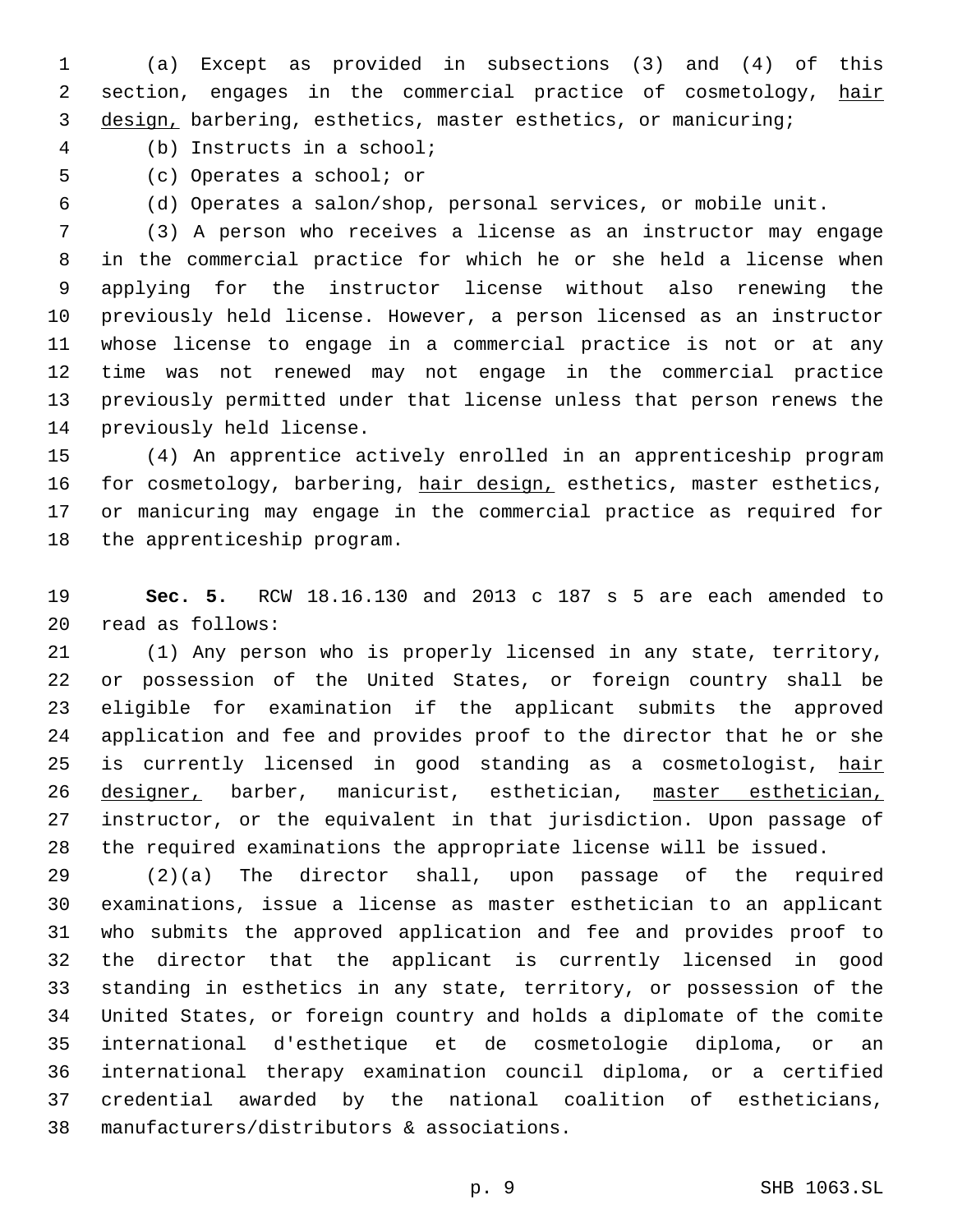(a) Except as provided in subsections (3) and (4) of this section, engages in the commercial practice of cosmetology, hair design, barbering, esthetics, master esthetics, or manicuring;

(b) Instructs in a school;

(c) Operates a school; or

(d) Operates a salon/shop, personal services, or mobile unit.

(3) A person who receives a license as an instructor may engage in the commercial practice for which he or she held a license when applying for the instructor license without also renewing the previously held license. However, a person licensed as an instructor whose license to engage in a commercial practice is not or at any time was not renewed may not engage in the commercial practice previously permitted under that license unless that person renews the previously held license.

(4) An apprentice actively enrolled in an apprenticeship program for cosmetology, barbering, hair design, esthetics, master esthetics, or manicuring may engage in the commercial practice as required for the apprenticeship program.

**Sec. 5.** RCW 18.16.130 and 2013 c 187 s 5 are each amended to read as follows:

(1) Any person who is properly licensed in any state, territory, or possession of the United States, or foreign country shall be eligible for examination if the applicant submits the approved application and fee and provides proof to the director that he or she is currently licensed in good standing as a cosmetologist, hair designer, barber, manicurist, esthetician, master esthetician, instructor, or the equivalent in that jurisdiction. Upon passage of the required examinations the appropriate license will be issued.

(2)(a) The director shall, upon passage of the required examinations, issue a license as master esthetician to an applicant who submits the approved application and fee and provides proof to the director that the applicant is currently licensed in good standing in esthetics in any state, territory, or possession of the United States, or foreign country and holds a diplomate of the comite international d'esthetique et de cosmetologie diploma, or an international therapy examination council diploma, or a certified credential awarded by the national coalition of estheticians, manufacturers/distributors & associations.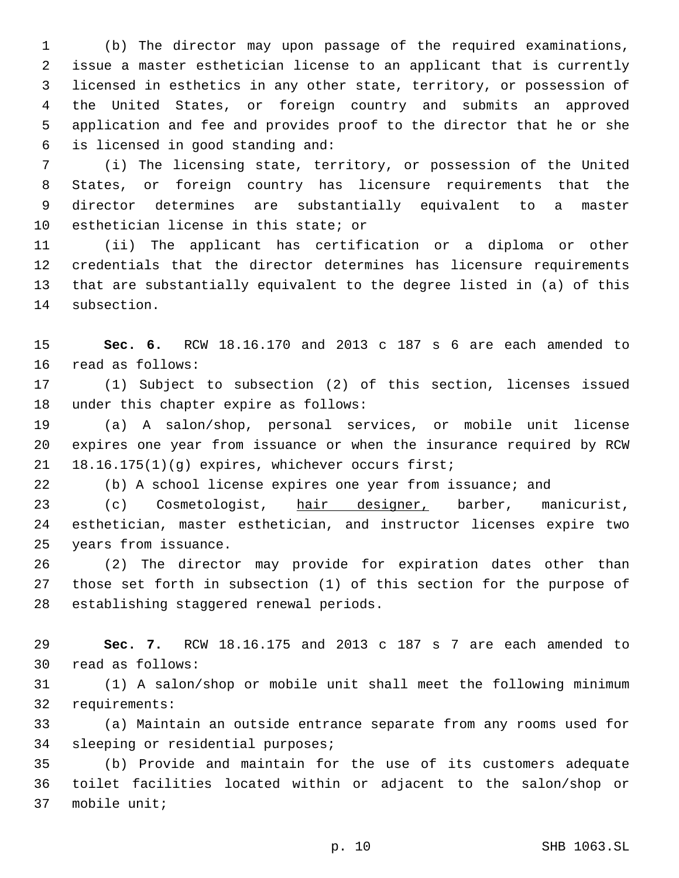(b) The director may upon passage of the required examinations, issue a master esthetician license to an applicant that is currently licensed in esthetics in any other state, territory, or possession of the United States, or foreign country and submits an approved application and fee and provides proof to the director that he or she is licensed in good standing and:

(i) The licensing state, territory, or possession of the United States, or foreign country has licensure requirements that the director determines are substantially equivalent to a master esthetician license in this state; or

(ii) The applicant has certification or a diploma or other credentials that the director determines has licensure requirements that are substantially equivalent to the degree listed in (a) of this subsection.

**Sec. 6.** RCW 18.16.170 and 2013 c 187 s 6 are each amended to read as follows:

(1) Subject to subsection (2) of this section, licenses issued under this chapter expire as follows:

(a) A salon/shop, personal services, or mobile unit license expires one year from issuance or when the insurance required by RCW 18.16.175(1)(g) expires, whichever occurs first;

(b) A school license expires one year from issuance; and

(c) Cosmetologist, <u>hair designer,</u> barber, manicurist, esthetician, master esthetician, and instructor licenses expire two years from issuance.

(2) The director may provide for expiration dates other than those set forth in subsection (1) of this section for the purpose of establishing staggered renewal periods.

**Sec. 7.** RCW 18.16.175 and 2013 c 187 s 7 are each amended to read as follows:

(1) A salon/shop or mobile unit shall meet the following minimum requirements:

(a) Maintain an outside entrance separate from any rooms used for sleeping or residential purposes;

(b) Provide and maintain for the use of its customers adequate toilet facilities located within or adjacent to the salon/shop or mobile unit;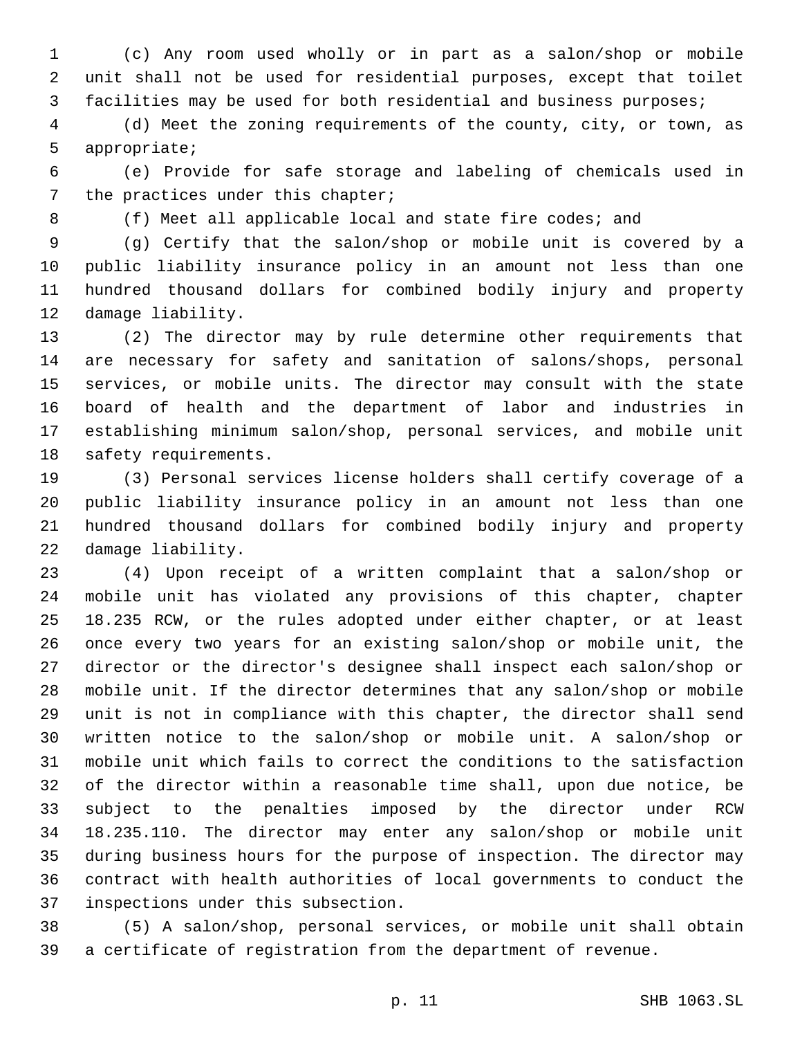(c) Any room used wholly or in part as a salon/shop or mobile unit shall not be used for residential purposes, except that toilet facilities may be used for both residential and business purposes;

(d) Meet the zoning requirements of the county, city, or town, as appropriate;

(e) Provide for safe storage and labeling of chemicals used in the practices under this chapter;

(f) Meet all applicable local and state fire codes; and

(g) Certify that the salon/shop or mobile unit is covered by a public liability insurance policy in an amount not less than one hundred thousand dollars for combined bodily injury and property damage liability.

(2) The director may by rule determine other requirements that are necessary for safety and sanitation of salons/shops, personal services, or mobile units. The director may consult with the state board of health and the department of labor and industries in establishing minimum salon/shop, personal services, and mobile unit safety requirements.

(3) Personal services license holders shall certify coverage of a public liability insurance policy in an amount not less than one hundred thousand dollars for combined bodily injury and property damage liability.

(4) Upon receipt of a written complaint that a salon/shop or mobile unit has violated any provisions of this chapter, chapter 18.235 RCW, or the rules adopted under either chapter, or at least once every two years for an existing salon/shop or mobile unit, the director or the director's designee shall inspect each salon/shop or mobile unit. If the director determines that any salon/shop or mobile unit is not in compliance with this chapter, the director shall send written notice to the salon/shop or mobile unit. A salon/shop or mobile unit which fails to correct the conditions to the satisfaction of the director within a reasonable time shall, upon due notice, be subject to the penalties imposed by the director under RCW 18.235.110. The director may enter any salon/shop or mobile unit during business hours for the purpose of inspection. The director may contract with health authorities of local governments to conduct the inspections under this subsection.

(5) A salon/shop, personal services, or mobile unit shall obtain a certificate of registration from the department of revenue.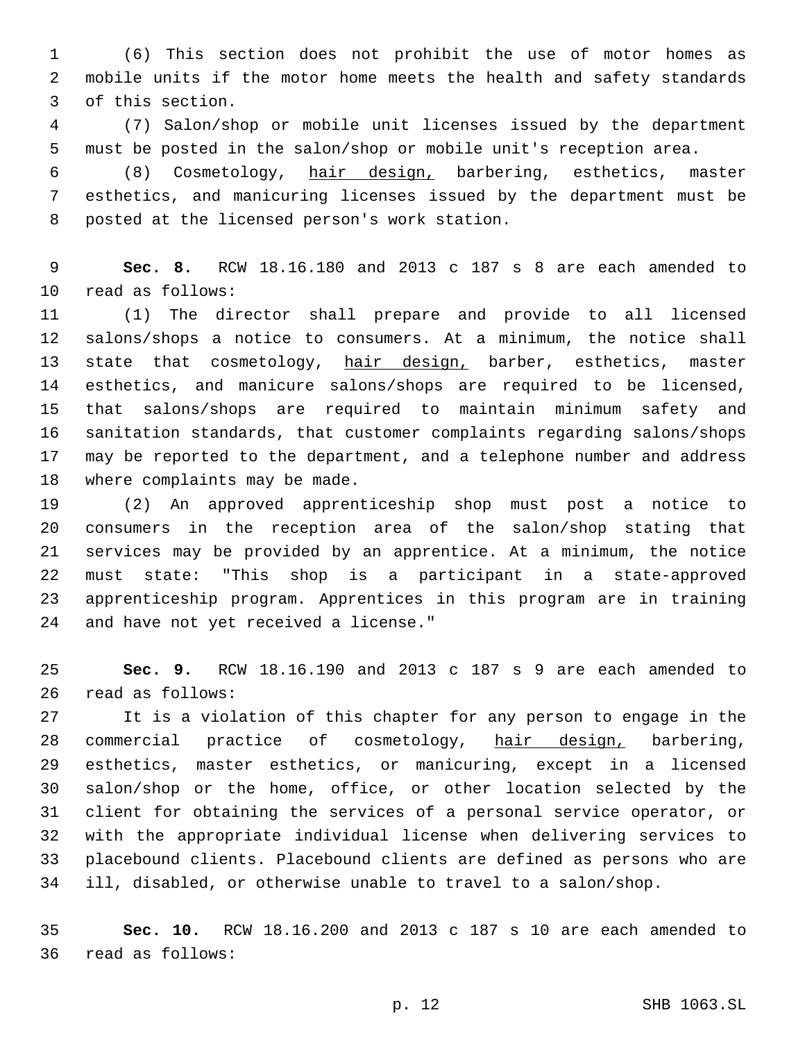(6) This section does not prohibit the use of motor homes as mobile units if the motor home meets the health and safety standards of this section.

(7) Salon/shop or mobile unit licenses issued by the department must be posted in the salon/shop or mobile unit's reception area.

(8) Cosmetology, <u>hair design,</u> barbering, esthetics, master esthetics, and manicuring licenses issued by the department must be posted at the licensed person's work station.

**Sec. 8.** RCW 18.16.180 and 2013 c 187 s 8 are each amended to read as follows:

(1) The director shall prepare and provide to all licensed salons/shops a notice to consumers. At a minimum, the notice shall state that cosmetology, <u>hair design,</u> barber, esthetics, master esthetics, and manicure salons/shops are required to be licensed, that salons/shops are required to maintain minimum safety and sanitation standards, that customer complaints regarding salons/shops may be reported to the department, and a telephone number and address where complaints may be made.

(2) An approved apprenticeship shop must post a notice to consumers in the reception area of the salon/shop stating that services may be provided by an apprentice. At a minimum, the notice must state: "This shop is a participant in a state-approved apprenticeship program. Apprentices in this program are in training and have not yet received a license."

**Sec. 9.** RCW 18.16.190 and 2013 c 187 s 9 are each amended to read as follows:

It is a violation of this chapter for any person to engage in the commercial practice of cosmetology, <u>hair design,</u> barbering, esthetics, master esthetics, or manicuring, except in a licensed salon/shop or the home, office, or other location selected by the client for obtaining the services of a personal service operator, or with the appropriate individual license when delivering services to placebound clients. Placebound clients are defined as persons who are ill, disabled, or otherwise unable to travel to a salon/shop.

**Sec. 10.** RCW 18.16.200 and 2013 c 187 s 10 are each amended to read as follows: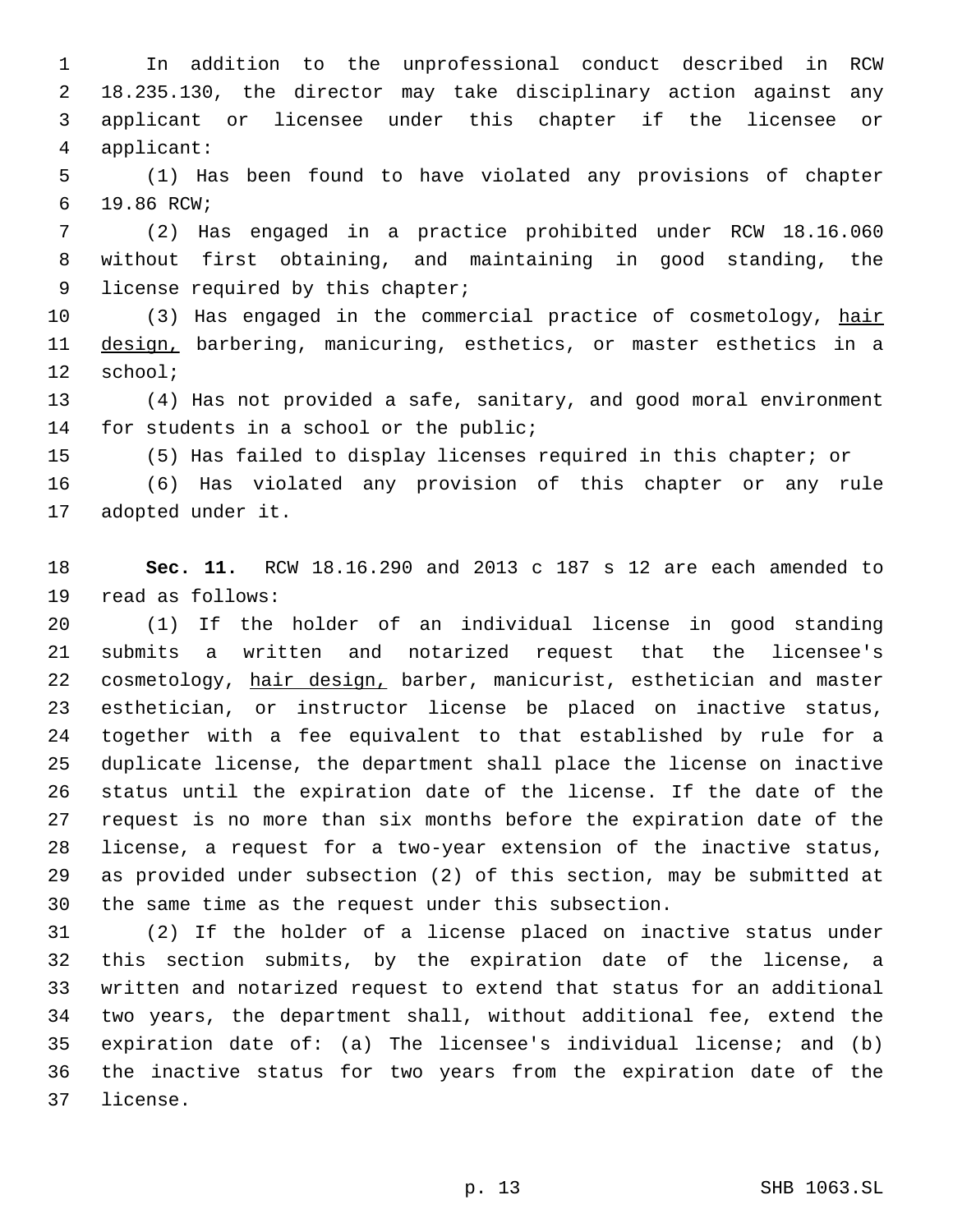In addition to the unprofessional conduct described in RCW 18.235.130, the director may take disciplinary action against any applicant or licensee under this chapter if the licensee or applicant:

(1) Has been found to have violated any provisions of chapter 19.86 RCW;

(2) Has engaged in a practice prohibited under RCW 18.16.060 without first obtaining, and maintaining in good standing, the license required by this chapter;

(3) Has engaged in the commercial practice of cosmetology, <u>hair design,</u> barbering, manicuring, esthetics, or master esthetics in a school;

(4) Has not provided a safe, sanitary, and good moral environment for students in a school or the public;

(5) Has failed to display licenses required in this chapter; or

(6) Has violated any provision of this chapter or any rule adopted under it.

**Sec. 11.** RCW 18.16.290 and 2013 c 187 s 12 are each amended to read as follows:

(1) If the holder of an individual license in good standing submits a written and notarized request that the licensee's cosmetology, <u>hair design,</u> barber, manicurist, esthetician and master esthetician, or instructor license be placed on inactive status, together with a fee equivalent to that established by rule for a duplicate license, the department shall place the license on inactive status until the expiration date of the license. If the date of the request is no more than six months before the expiration date of the license, a request for a two-year extension of the inactive status, as provided under subsection (2) of this section, may be submitted at the same time as the request under this subsection.

(2) If the holder of a license placed on inactive status under this section submits, by the expiration date of the license, a written and notarized request to extend that status for an additional two years, the department shall, without additional fee, extend the expiration date of: (a) The licensee's individual license; and (b) the inactive status for two years from the expiration date of the license.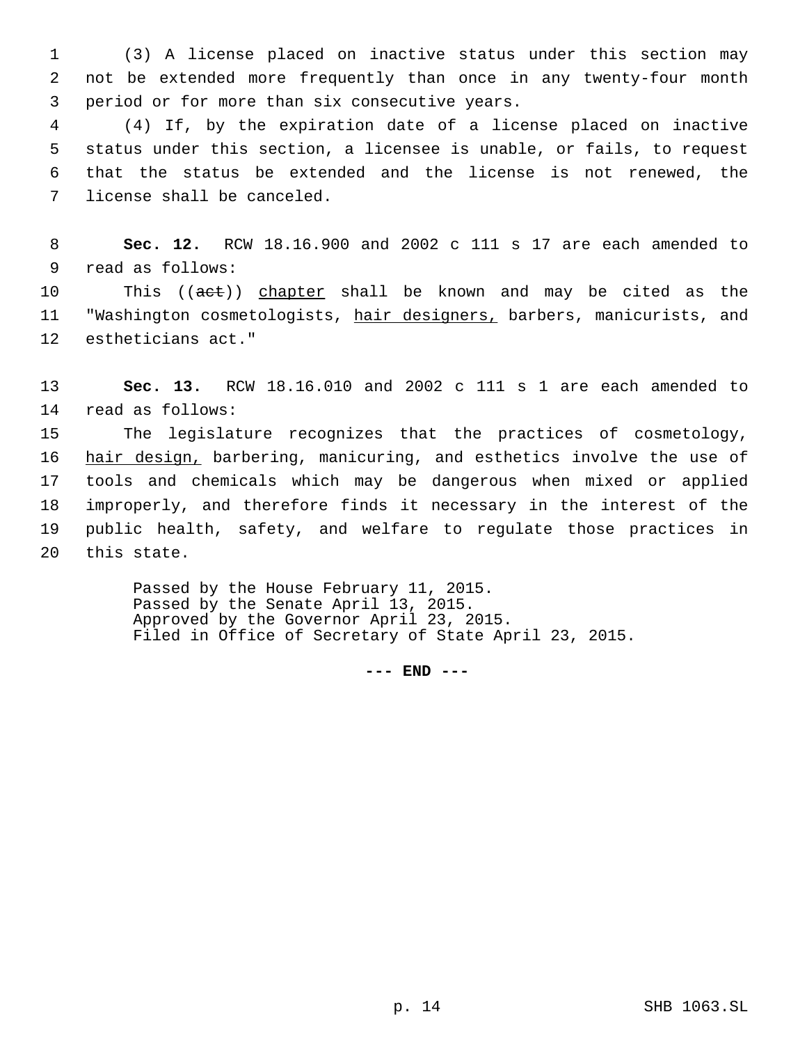(3) A license placed on inactive status under this section may not be extended more frequently than once in any twenty-four month period or for more than six consecutive years.

(4) If, by the expiration date of a license placed on inactive status under this section, a licensee is unable, or fails, to request that the status be extended and the license is not renewed, the license shall be canceled.

**Sec. 12.** RCW 18.16.900 and 2002 c 111 s 17 are each amended to read as follows:

This ((~~act~~)) <u>chapter</u> shall be known and may be cited as the "Washington cosmetologists, <u>hair designers,</u> barbers, manicurists, and estheticians act."

**Sec. 13.** RCW 18.16.010 and 2002 c 111 s 1 are each amended to read as follows:

The legislature recognizes that the practices of cosmetology, <u>hair design,</u> barbering, manicuring, and esthetics involve the use of tools and chemicals which may be dangerous when mixed or applied improperly, and therefore finds it necessary in the interest of the public health, safety, and welfare to regulate those practices in this state.

Passed by the House February 11, 2015.
Passed by the Senate April 13, 2015.
Approved by the Governor April 23, 2015.
Filed in Office of Secretary of State April 23, 2015.

**--- END ---**